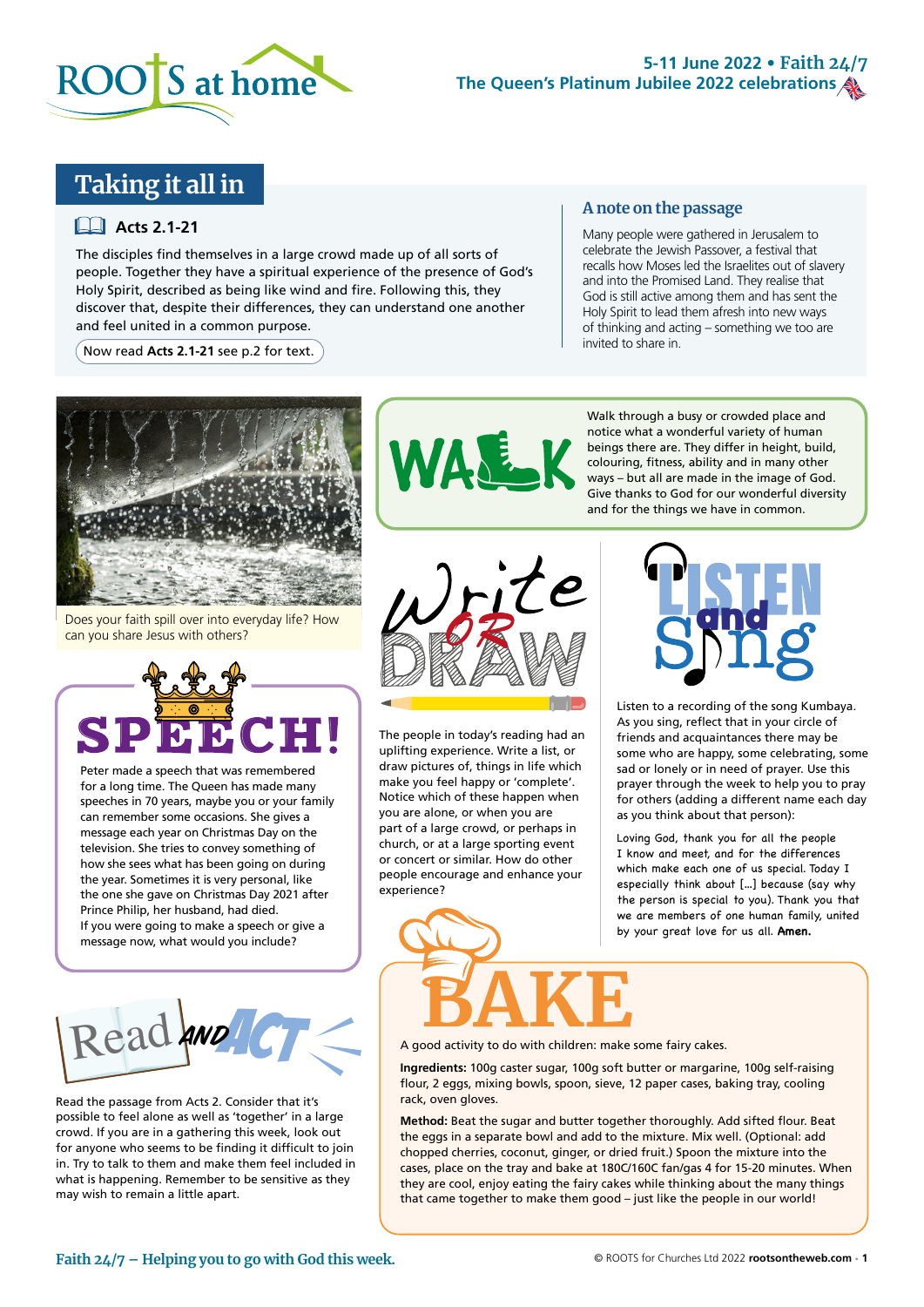# ROOTS at home

**5-11 June 2022 • Faith 24/7**
**The Queen's Platinum Jubilee 2022 celebrations**

## Taking it all in

### Acts 2.1-21

The disciples find themselves in a large crowd made up of all sorts of people. Together they have a spiritual experience of the presence of God's Holy Spirit, described as being like wind and fire. Following this, they discover that, despite their differences, they can understand one another and feel united in a common purpose.

Now read **Acts 2.1-21** see p.2 for text.

### A note on the passage

Many people were gathered in Jerusalem to celebrate the Jewish Passover, a festival that recalls how Moses led the Israelites out of slavery and into the Promised Land. They realise that God is still active among them and has sent the Holy Spirit to lead them afresh into new ways of thinking and acting – something we too are invited to share in.

Does your faith spill over into everyday life? How can you share Jesus with others?

## SPEECH!

Peter made a speech that was remembered for a long time. The Queen has made many speeches in 70 years, maybe you or your family can remember some occasions. She gives a message each year on Christmas Day on the television. She tries to convey something of how she sees what has been going on during the year. Sometimes it is very personal, like the one she gave on Christmas Day 2021 after Prince Philip, her husband, had died.
If you were going to make a speech or give a message now, what would you include?

## Read and ACT

Read the passage from Acts 2. Consider that it's possible to feel alone as well as 'together' in a large crowd. If you are in a gathering this week, look out for anyone who seems to be finding it difficult to join in. Try to talk to them and make them feel included in what is happening. Remember to be sensitive as they may wish to remain a little apart.

## WALK

Walk through a busy or crowded place and notice what a wonderful variety of human beings there are. They differ in height, build, colouring, fitness, ability and in many other ways – but all are made in the image of God. Give thanks to God for our wonderful diversity and for the things we have in common.

## Write or DRAW

The people in today's reading had an uplifting experience. Write a list, or draw pictures of, things in life which make you feel happy or 'complete'. Notice which of these happen when you are alone, or when you are part of a large crowd, or perhaps in church, or at a large sporting event or concert or similar. How do other people encourage and enhance your experience?

## LISTEN and Sing

Listen to a recording of the song Kumbaya. As you sing, reflect that in your circle of friends and acquaintances there may be some who are happy, some celebrating, some sad or lonely or in need of prayer. Use this prayer through the week to help you to pray for others (adding a different name each day as you think about that person):

Loving God, thank you for all the people I know and meet, and for the differences which make each one of us special. Today I especially think about [...] because (say why the person is special to you). Thank you that we are members of one human family, united by your great love for us all. **Amen.**

## BAKE

A good activity to do with children: make some fairy cakes.

**Ingredients:** 100g caster sugar, 100g soft butter or margarine, 100g self-raising flour, 2 eggs, mixing bowls, spoon, sieve, 12 paper cases, baking tray, cooling rack, oven gloves.

**Method:** Beat the sugar and butter together thoroughly. Add sifted flour. Beat the eggs in a separate bowl and add to the mixture. Mix well. (Optional: add chopped cherries, coconut, ginger, or dried fruit.) Spoon the mixture into the cases, place on the tray and bake at 180C/160C fan/gas 4 for 15-20 minutes. When they are cool, enjoy eating the fairy cakes while thinking about the many things that came together to make them good – just like the people in our world!

Faith 24/7 – Helping you to go with God this week.

© ROOTS for Churches Ltd 2022 **rootsontheweb.com**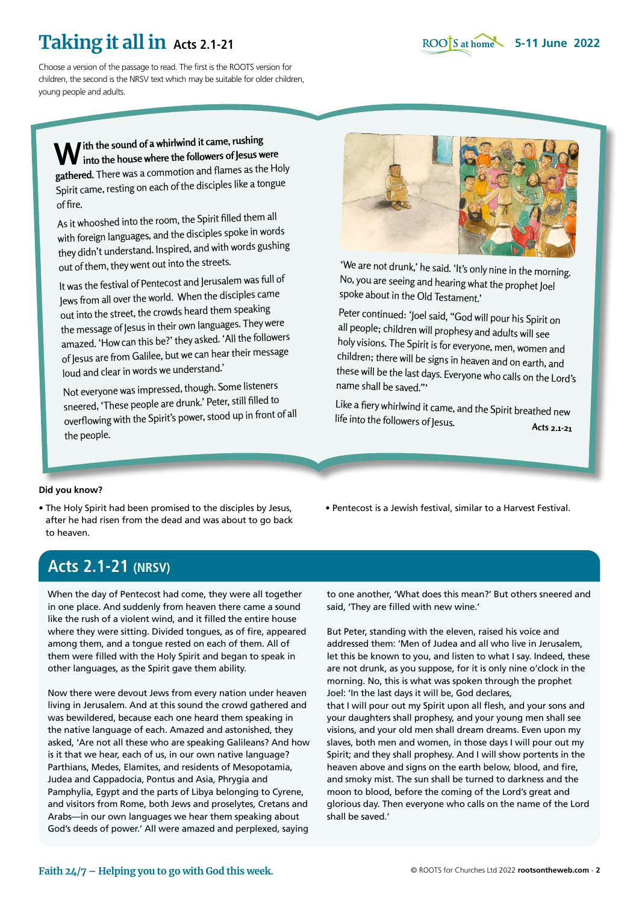# Taking it all in Acts 2.1-21

5-11 June 2022

Choose a version of the passage to read. The first is the ROOTS version for children, the second is the NRSV text which may be suitable for older children, young people and adults.

**With the sound of a whirlwind it came, rushing into the house where the followers of Jesus were gathered.** There was a commotion and flames as the Holy Spirit came, resting on each of the disciples like a tongue of fire.

As it whooshed into the room, the Spirit filled them all with foreign languages, and the disciples spoke in words they didn't understand. Inspired, and with words gushing out of them, they went out into the streets.

It was the festival of Pentecost and Jerusalem was full of Jews from all over the world. When the disciples came out into the street, the crowds heard them speaking the message of Jesus in their own languages. They were amazed. 'How can this be?' they asked. 'All the followers of Jesus are from Galilee, but we can hear their message loud and clear in words we understand.'

Not everyone was impressed, though. Some listeners sneered, 'These people are drunk.' Peter, still filled to overflowing with the Spirit's power, stood up in front of all the people.

'We are not drunk,' he said. 'It's only nine in the morning. No, you are seeing and hearing what the prophet Joel spoke about in the Old Testament.'

Peter continued: 'Joel said, "God will pour his Spirit on all people; children will prophesy and adults will see holy visions. The Spirit is for everyone, men, women and children; there will be signs in heaven and on earth, and these will be the last days. Everyone who calls on the Lord's name shall be saved."'

Like a fiery whirlwind it came, and the Spirit breathed new life into the followers of Jesus.

**Acts 2.1-21**

**Did you know?**

- The Holy Spirit had been promised to the disciples by Jesus, after he had risen from the dead and was about to go back to heaven.
- Pentecost is a Jewish festival, similar to a Harvest Festival.

## Acts 2.1-21 (NRSV)

When the day of Pentecost had come, they were all together in one place. And suddenly from heaven there came a sound like the rush of a violent wind, and it filled the entire house where they were sitting. Divided tongues, as of fire, appeared among them, and a tongue rested on each of them. All of them were filled with the Holy Spirit and began to speak in other languages, as the Spirit gave them ability.

Now there were devout Jews from every nation under heaven living in Jerusalem. And at this sound the crowd gathered and was bewildered, because each one heard them speaking in the native language of each. Amazed and astonished, they asked, 'Are not all these who are speaking Galileans? And how is it that we hear, each of us, in our own native language? Parthians, Medes, Elamites, and residents of Mesopotamia, Judea and Cappadocia, Pontus and Asia, Phrygia and Pamphylia, Egypt and the parts of Libya belonging to Cyrene, and visitors from Rome, both Jews and proselytes, Cretans and Arabs—in our own languages we hear them speaking about God's deeds of power.' All were amazed and perplexed, saying to one another, 'What does this mean?' But others sneered and said, 'They are filled with new wine.'

But Peter, standing with the eleven, raised his voice and addressed them: 'Men of Judea and all who live in Jerusalem, let this be known to you, and listen to what I say. Indeed, these are not drunk, as you suppose, for it is only nine o'clock in the morning. No, this is what was spoken through the prophet Joel: 'In the last days it will be, God declares,
that I will pour out my Spirit upon all flesh, and your sons and your daughters shall prophesy, and your young men shall see visions, and your old men shall dream dreams. Even upon my slaves, both men and women, in those days I will pour out my Spirit; and they shall prophesy. And I will show portents in the heaven above and signs on the earth below, blood, and fire, and smoky mist. The sun shall be turned to darkness and the moon to blood, before the coming of the Lord's great and glorious day. Then everyone who calls on the name of the Lord shall be saved.'

Faith 24/7 – Helping you to go with God this week.

© ROOTS for Churches Ltd 2022 **rootsontheweb.com**